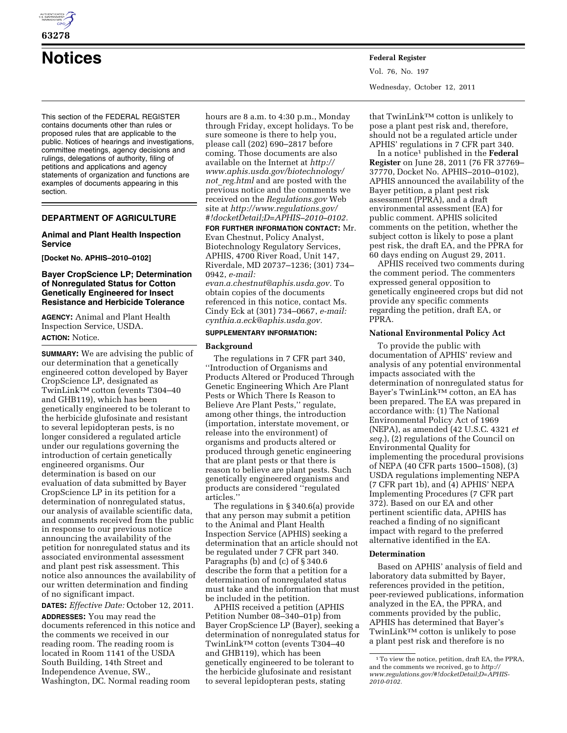# Notices

This section of the FEDERAL REGISTER contains documents other than rules or proposed rules that are applicable to the public. Notices of hearings and investigations, committee meetings, agency decisions and rulings, delegations of authority, filing of petitions and applications and agency statements of organization and functions are examples of documents appearing in this section.

## DEPARTMENT OF AGRICULTURE

### Animal and Plant Health Inspection Service

**[Docket No. APHIS–2010–0102]**

### Bayer CropScience LP; Determination of Nonregulated Status for Cotton Genetically Engineered for Insect Resistance and Herbicide Tolerance

**AGENCY:** Animal and Plant Health Inspection Service, USDA.

**ACTION:** Notice.

**SUMMARY:** We are advising the public of our determination that a genetically engineered cotton developed by Bayer CropScience LP, designated as TwinLink™ cotton (events T304–40 and GHB119), which has been genetically engineered to be tolerant to the herbicide glufosinate and resistant to several lepidopteran pests, is no longer considered a regulated article under our regulations governing the introduction of certain genetically engineered organisms. Our determination is based on our evaluation of data submitted by Bayer CropScience LP in its petition for a determination of nonregulated status, our analysis of available scientific data, and comments received from the public in response to our previous notice announcing the availability of the petition for nonregulated status and its associated environmental assessment and plant pest risk assessment. This notice also announces the availability of our written determination and finding of no significant impact.

**DATES:** *Effective Date:* October 12, 2011.

**ADDRESSES:** You may read the documents referenced in this notice and the comments we received in our reading room. The reading room is located in Room 1141 of the USDA South Building, 14th Street and Independence Avenue, SW., Washington, DC. Normal reading room hours are 8 a.m. to 4:30 p.m., Monday through Friday, except holidays. To be sure someone is there to help you, please call (202) 690–2817 before coming. Those documents are also available on the Internet at *http://www.aphis.usda.gov/biotechnology/not_reg.html* and are posted with the previous notice and the comments we received on the *Regulations.gov* Web site at *http://www.regulations.gov/#!docketDetail;D=APHIS–2010–0102.*

**FOR FURTHER INFORMATION CONTACT:** Mr. Evan Chestnut, Policy Analyst, Biotechnology Regulatory Services, APHIS, 4700 River Road, Unit 147, Riverdale, MD 20737–1236; (301) 734–0942, *e-mail: evan.a.chestnut@aphis.usda.gov.* To obtain copies of the documents referenced in this notice, contact Ms. Cindy Eck at (301) 734–0667, *e-mail: cynthia.a.eck@aphis.usda.gov.*

**SUPPLEMENTARY INFORMATION:**

#### Background

The regulations in 7 CFR part 340, ''Introduction of Organisms and Products Altered or Produced Through Genetic Engineering Which Are Plant Pests or Which There Is Reason to Believe Are Plant Pests,'' regulate, among other things, the introduction (importation, interstate movement, or release into the environment) of organisms and products altered or produced through genetic engineering that are plant pests or that there is reason to believe are plant pests. Such genetically engineered organisms and products are considered ''regulated articles.''

The regulations in § 340.6(a) provide that any person may submit a petition to the Animal and Plant Health Inspection Service (APHIS) seeking a determination that an article should not be regulated under 7 CFR part 340. Paragraphs (b) and (c) of § 340.6 describe the form that a petition for a determination of nonregulated status must take and the information that must be included in the petition.

APHIS received a petition (APHIS Petition Number 08–340–01p) from Bayer CropScience LP (Bayer), seeking a determination of nonregulated status for TwinLink™ cotton (events T304–40 and GHB119), which has been genetically engineered to be tolerant to the herbicide glufosinate and resistant to several lepidopteran pests, stating that TwinLink™ cotton is unlikely to pose a plant pest risk and, therefore, should not be a regulated article under APHIS' regulations in 7 CFR part 340.

In a notice[1] published in the **Federal Register** on June 28, 2011 (76 FR 37769–37770, Docket No. APHIS–2010–0102), APHIS announced the availability of the Bayer petition, a plant pest risk assessment (PPRA), and a draft environmental assessment (EA) for public comment. APHIS solicited comments on the petition, whether the subject cotton is likely to pose a plant pest risk, the draft EA, and the PPRA for 60 days ending on August 29, 2011.

APHIS received two comments during the comment period. The commenters expressed general opposition to genetically engineered crops but did not provide any specific comments regarding the petition, draft EA, or PPRA.

#### National Environmental Policy Act

To provide the public with documentation of APHIS' review and analysis of any potential environmental impacts associated with the determination of nonregulated status for Bayer's TwinLink™ cotton, an EA has been prepared. The EA was prepared in accordance with: (1) The National Environmental Policy Act of 1969 (NEPA), as amended (42 U.S.C. 4321 *et seq.*), (2) regulations of the Council on Environmental Quality for implementing the procedural provisions of NEPA (40 CFR parts 1500–1508), (3) USDA regulations implementing NEPA (7 CFR part 1b), and (4) APHIS' NEPA Implementing Procedures (7 CFR part 372). Based on our EA and other pertinent scientific data, APHIS has reached a finding of no significant impact with regard to the preferred alternative identified in the EA.

#### Determination

Based on APHIS' analysis of field and laboratory data submitted by Bayer, references provided in the petition, peer-reviewed publications, information analyzed in the EA, the PPRA, and comments provided by the public, APHIS has determined that Bayer's TwinLink™ cotton is unlikely to pose a plant pest risk and therefore is no

[1] To view the notice, petition, draft EA, the PPRA, and the comments we received, go to *http://www.regulations.gov/#!docketDetail;D=APHIS-2010-0102.*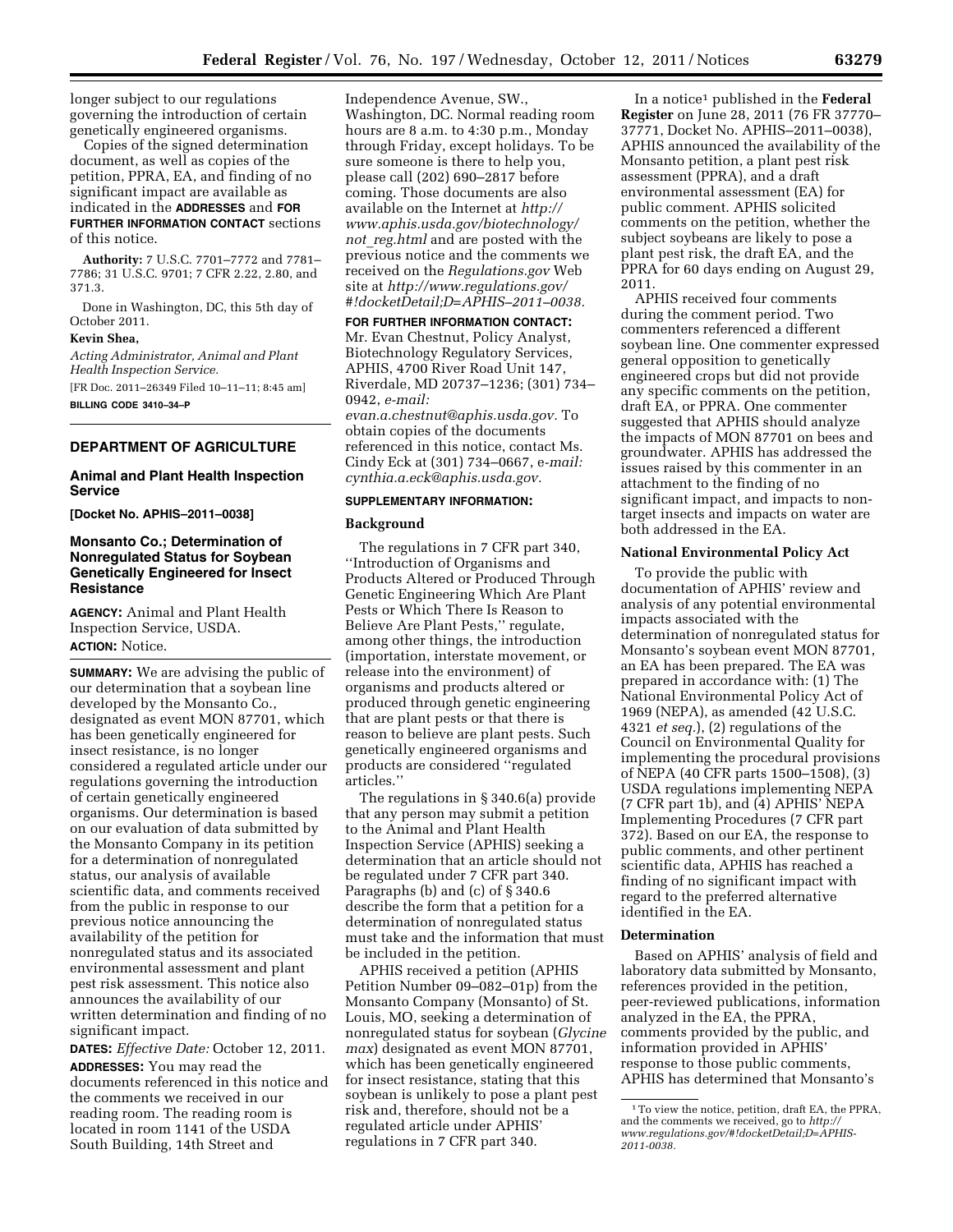longer subject to our regulations governing the introduction of certain genetically engineered organisms.

Copies of the signed determination document, as well as copies of the petition, PPRA, EA, and finding of no significant impact are available as indicated in the **ADDRESSES** and **FOR FURTHER INFORMATION CONTACT** sections of this notice.

**Authority:** 7 U.S.C. 7701–7772 and 7781–7786; 31 U.S.C. 9701; 7 CFR 2.22, 2.80, and 371.3.

Done in Washington, DC, this 5th day of October 2011.

**Kevin Shea,**

*Acting Administrator, Animal and Plant Health Inspection Service.*

[FR Doc. 2011–26349 Filed 10–11–11; 8:45 am]

**BILLING CODE 3410–34–P**

---

## DEPARTMENT OF AGRICULTURE

### Animal and Plant Health Inspection Service

**[Docket No. APHIS–2011–0038]**

### Monsanto Co.; Determination of Nonregulated Status for Soybean Genetically Engineered for Insect Resistance

**AGENCY:** Animal and Plant Health Inspection Service, USDA.

**ACTION:** Notice.

**SUMMARY:** We are advising the public of our determination that a soybean line developed by the Monsanto Co., designated as event MON 87701, which has been genetically engineered for insect resistance, is no longer considered a regulated article under our regulations governing the introduction of certain genetically engineered organisms. Our determination is based on our evaluation of data submitted by the Monsanto Company in its petition for a determination of nonregulated status, our analysis of available scientific data, and comments received from the public in response to our previous notice announcing the availability of the petition for nonregulated status and its associated environmental assessment and plant pest risk assessment. This notice also announces the availability of our written determination and finding of no significant impact.

**DATES:** *Effective Date:* October 12, 2011.

**ADDRESSES:** You may read the documents referenced in this notice and the comments we received in our reading room. The reading room is located in room 1141 of the USDA South Building, 14th Street and Independence Avenue, SW., Washington, DC. Normal reading room hours are 8 a.m. to 4:30 p.m., Monday through Friday, except holidays. To be sure someone is there to help you, please call (202) 690–2817 before coming. Those documents are also available on the Internet at *http://www.aphis.usda.gov/biotechnology/not_reg.html* and are posted with the previous notice and the comments we received on the *Regulations.gov* Web site at *http://www.regulations.gov/#!docketDetail;D=APHIS–2011–0038.*

**FOR FURTHER INFORMATION CONTACT:** Mr. Evan Chestnut, Policy Analyst, Biotechnology Regulatory Services, APHIS, 4700 River Road Unit 147, Riverdale, MD 20737–1236; (301) 734–0942, *e-mail: evan.a.chestnut@aphis.usda.gov.* To obtain copies of the documents referenced in this notice, contact Ms. Cindy Eck at (301) 734–0667, *e-mail: cynthia.a.eck@aphis.usda.gov.*

**SUPPLEMENTARY INFORMATION:**

#### Background

The regulations in 7 CFR part 340, ''Introduction of Organisms and Products Altered or Produced Through Genetic Engineering Which Are Plant Pests or Which There Is Reason to Believe Are Plant Pests,'' regulate, among other things, the introduction (importation, interstate movement, or release into the environment) of organisms and products altered or produced through genetic engineering that are plant pests or that there is reason to believe are plant pests. Such genetically engineered organisms and products are considered ''regulated articles.''

The regulations in § 340.6(a) provide that any person may submit a petition to the Animal and Plant Health Inspection Service (APHIS) seeking a determination that an article should not be regulated under 7 CFR part 340. Paragraphs (b) and (c) of § 340.6 describe the form that a petition for a determination of nonregulated status must take and the information that must be included in the petition.

APHIS received a petition (APHIS Petition Number 09–082–01p) from the Monsanto Company (Monsanto) of St. Louis, MO, seeking a determination of nonregulated status for soybean (*Glycine max*) designated as event MON 87701, which has been genetically engineered for insect resistance, stating that this soybean is unlikely to pose a plant pest risk and, therefore, should not be a regulated article under APHIS' regulations in 7 CFR part 340.

In a notice[1] published in the **Federal Register** on June 28, 2011 (76 FR 37770–37771, Docket No. APHIS–2011–0038), APHIS announced the availability of the Monsanto petition, a plant pest risk assessment (PPRA), and a draft environmental assessment (EA) for public comment. APHIS solicited comments on the petition, whether the subject soybeans are likely to pose a plant pest risk, the draft EA, and the PPRA for 60 days ending on August 29, 2011.

APHIS received four comments during the comment period. Two commenters referenced a different soybean line. One commenter expressed general opposition to genetically engineered crops but did not provide any specific comments on the petition, draft EA, or PPRA. One commenter suggested that APHIS should analyze the impacts of MON 87701 on bees and groundwater. APHIS has addressed the issues raised by this commenter in an attachment to the finding of no significant impact, and impacts to non-target insects and impacts on water are both addressed in the EA.

#### National Environmental Policy Act

To provide the public with documentation of APHIS' review and analysis of any potential environmental impacts associated with the determination of nonregulated status for Monsanto's soybean event MON 87701, an EA has been prepared. The EA was prepared in accordance with: (1) The National Environmental Policy Act of 1969 (NEPA), as amended (42 U.S.C. 4321 *et seq.*), (2) regulations of the Council on Environmental Quality for implementing the procedural provisions of NEPA (40 CFR parts 1500–1508), (3) USDA regulations implementing NEPA (7 CFR part 1b), and (4) APHIS' NEPA Implementing Procedures (7 CFR part 372). Based on our EA, the response to public comments, and other pertinent scientific data, APHIS has reached a finding of no significant impact with regard to the preferred alternative identified in the EA.

#### Determination

Based on APHIS' analysis of field and laboratory data submitted by Monsanto, references provided in the petition, peer-reviewed publications, information analyzed in the EA, the PPRA, comments provided by the public, and information provided in APHIS' response to those public comments, APHIS has determined that Monsanto's

[1] To view the notice, petition, draft EA, the PPRA, and the comments we received, go to *http://www.regulations.gov/#!docketDetail;D=APHIS-2011-0038.*